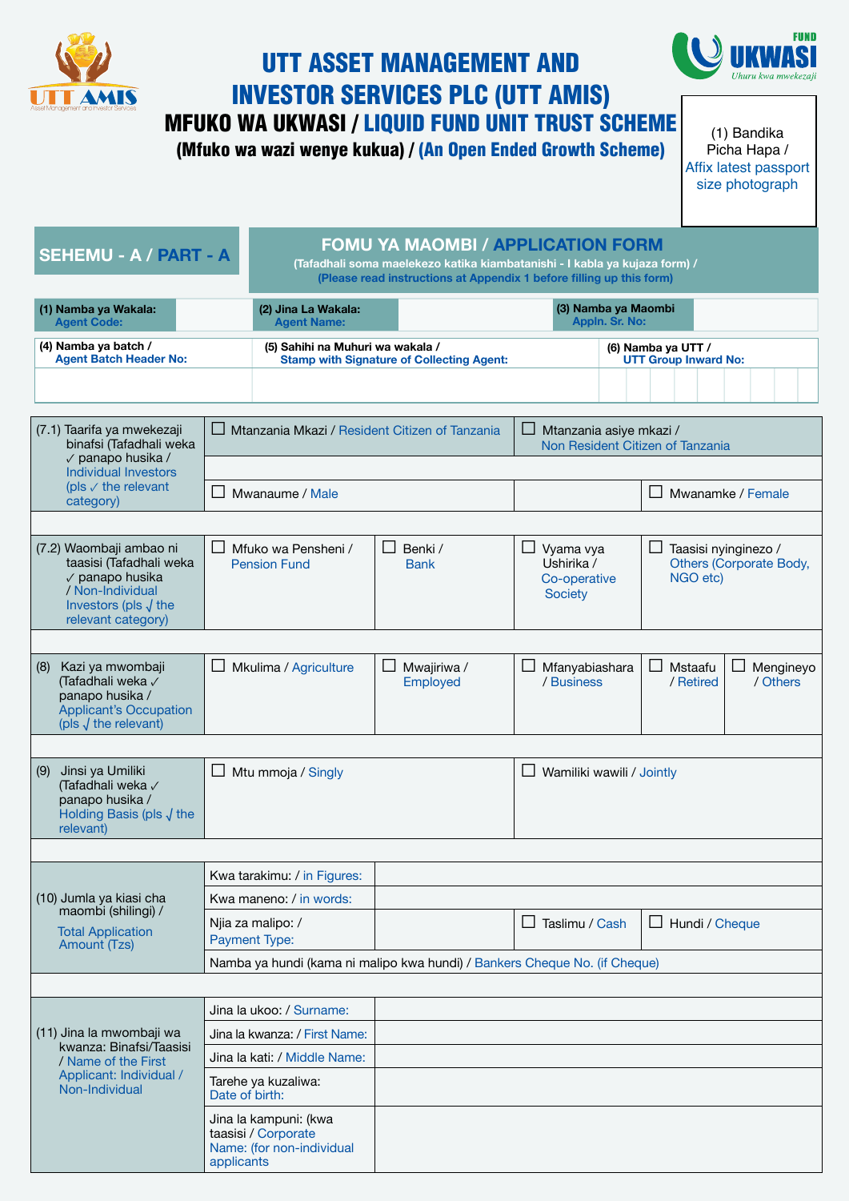# UTT ASSET MANAGEMENT AND INVESTOR SERVICES PLC (UTT AMIS)

## MFUKO WA UKWASI / LIQUID FUND UNIT TRUST SCHEME

### (Mfuko wa wazi wenye kukua) / (An Open Ended Growth Scheme)

(1) Bandika Picha Hapa / Affix latest passport size photograph

**SEHEMU - A / PART - A**

## FOMU YA MAOMBI / APPLICATION FORM

(Tafadhali soma maelekezo katika kiambatanishi - I kabla ya kujaza fomu) / (Please read instructions at Appendix 1 before filling up this form)

| (1) Namba ya Wakala: Agent Code: | | (2) Jina La Wakala: Agent Name: | | (3) Namba ya Maombi Appln. Sr. No: | |
|---|---|---|---|---|---|

| (4) Namba ya batch / Agent Batch Header No: | (5) Sahihi na Muhuri wa wakala / Stamp with Signature of Collecting Agent: | (6) Namba ya UTT / UTT Group Inward No: |
|---|---|---|
| | | |

| (7.1) Taarifa ya mwekezaji binafsi (Tafadhali weka ✓ panapo husika / Individual Investors (pls ✓ the relevant category) | ☐ Mtanzania Mkazi / Resident Citizen of Tanzania | | ☐ Mtanzania asiye mkazi / Non Resident Citizen of Tanzania | | |
|---|---|---|---|---|---|
| | ☐ Mwanaume / Male | | | ☐ Mwanamke / Female | |
| (7.2) Waombaji ambao ni taasisi (Tafadhali weka ✓ panapo husika / Non-Individual Investors (pls √ the relevant category) | ☐ Mfuko wa Pensheni / Pension Fund | ☐ Benki / Bank | ☐ Vyama vya Ushirika / Co-operative Society | ☐ Taasisi nyinginezo / Others (Corporate Body, NGO etc) | |
| (8) Kazi ya mwombaji (Tafadhali weka ✓ panapo husika / Applicant's Occupation (pls √ the relevant) | ☐ Mkulima / Agriculture | ☐ Mwajiriwa / Employed | ☐ Mfanyabiashara / Business | ☐ Mstaafu / Retired | ☐ Mengineyo / Others |
| (9) Jinsi ya Umiliki (Tafadhali weka ✓ panapo husika / Holding Basis (pls √ the relevant) | ☐ Mtu mmoja / Singly | | ☐ Wamiliki wawili / Jointly | | |

| (10) Jumla ya kiasi cha maombi (shilingi) / Total Application Amount (Tzs) | Kwa tarakimu: / in Figures: | | | |
|---|---|---|---|---|
| | Kwa maneno: / in words: | | | |
| | Njia za malipo: / Payment Type: | | ☐ Taslimu / Cash | ☐ Hundi / Cheque |
| | Namba ya hundi (kama ni malipo kwa hundi) / Bankers Cheque No. (if Cheque) | | | |

| (11) Jina la mwombaji wa kwanza: Binafsi/Taasisi / Name of the First Applicant: Individual / Non-Individual | Jina la ukoo: / Surname: | |
|---|---|---|
| | Jina la kwanza: / First Name: | |
| | Jina la kati: / Middle Name: | |
| | Tarehe ya kuzaliwa: Date of birth: | |
| | Jina la kampuni: (kwa taasisi / Corporate Name: (for non-individual applicants | |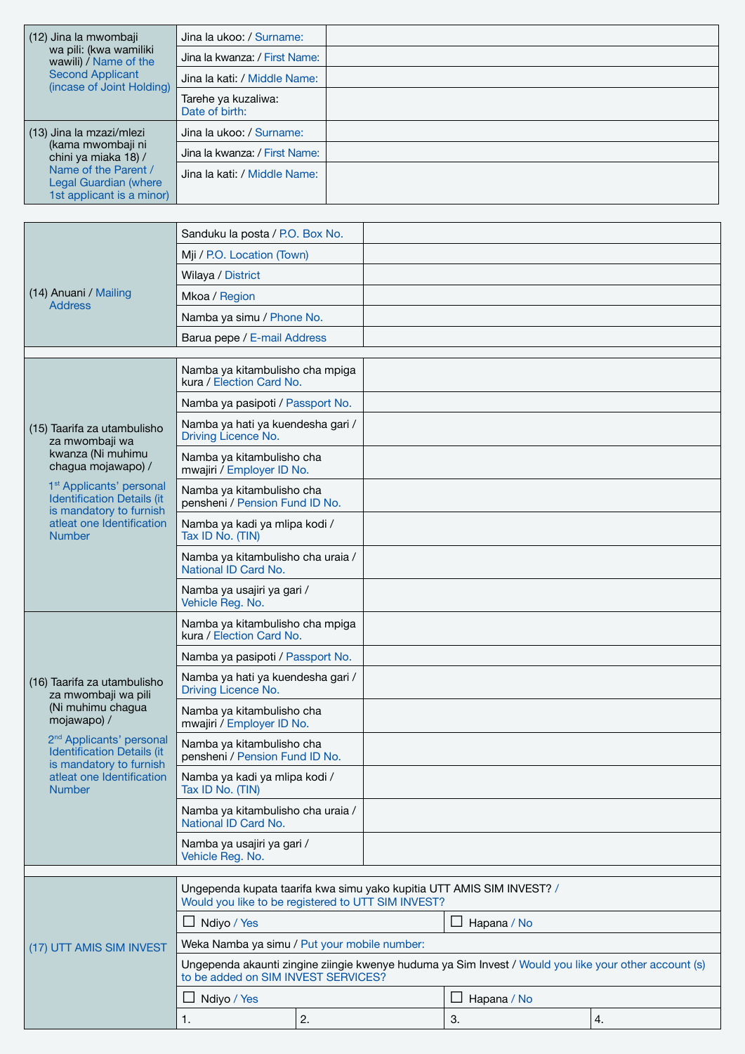| | | |
|---|---|---|
| (12) Jina la mwombaji wa pili: (kwa wamiliki wawili) / Name of the Second Applicant (incase of Joint Holding) | Jina la ukoo: / Surname: | |
| | Jina la kwanza: / First Name: | |
| | Jina la kati: / Middle Name: | |
| | Tarehe ya kuzaliwa: Date of birth: | |
| (13) Jina la mzazi/mlezi (kama mwombaji ni chini ya miaka 18) / Name of the Parent / Legal Guardian (where 1st applicant is a minor) | Jina la ukoo: / Surname: | |
| | Jina la kwanza: / First Name: | |
| | Jina la kati: / Middle Name: | |

| | | |
|---|---|---|
| (14) Anuani / Mailing Address | Sanduku la posta / P.O. Box No. | |
| | Mji / P.O. Location (Town) | |
| | Wilaya / District | |
| | Mkoa / Region | |
| | Namba ya simu / Phone No. | |
| | Barua pepe / E-mail Address | |

| | | |
|---|---|---|
| (15) Taarifa za utambulisho za mwombaji wa kwanza (Ni muhimu chagua mojawapo) / 1st Applicants' personal Identification Details (it is mandatory to furnish atleat one Identification Number | Namba ya kitambulisho cha mpiga kura / Election Card No. | |
| | Namba ya pasipoti / Passport No. | |
| | Namba ya hati ya kuendesha gari / Driving Licence No. | |
| | Namba ya kitambulisho cha mwajiri / Employer ID No. | |
| | Namba ya kitambulisho cha pensheni / Pension Fund ID No. | |
| | Namba ya kadi ya mlipa kodi / Tax ID No. (TIN) | |
| | Namba ya kitambulisho cha uraia / National ID Card No. | |
| | Namba ya usajiri ya gari / Vehicle Reg. No. | |
| (16) Taarifa za utambulisho za mwombaji wa pili (Ni muhimu chagua mojawapo) / 2nd Applicants' personal Identification Details (it is mandatory to furnish atleat one Identification Number | Namba ya kitambulisho cha mpiga kura / Election Card No. | |
| | Namba ya pasipoti / Passport No. | |
| | Namba ya hati ya kuendesha gari / Driving Licence No. | |
| | Namba ya kitambulisho cha mwajiri / Employer ID No. | |
| | Namba ya kitambulisho cha pensheni / Pension Fund ID No. | |
| | Namba ya kadi ya mlipa kodi / Tax ID No. (TIN) | |
| | Namba ya kitambulisho cha uraia / National ID Card No. | |
| | Namba ya usajiri ya gari / Vehicle Reg. No. | |

| | | | | |
|---|---|---|---|---|
| (17) UTT AMIS SIM INVEST | Ungependa kupata taarifa kwa simu yako kupitia UTT AMIS SIM INVEST? / Would you like to be registered to UTT SIM INVEST? | | | |
| | ☐ Ndiyo / Yes | | ☐ Hapana / No | |
| | Weka Namba ya simu / Put your mobile number: | | | |
| | Ungependa akaunti zingine ziingie kwenye huduma ya Sim Invest / Would you like your other account (s) to be added on SIM INVEST SERVICES? | | | |
| | ☐ Ndiyo / Yes | | ☐ Hapana / No | |
| | 1. | 2. | 3. | 4. |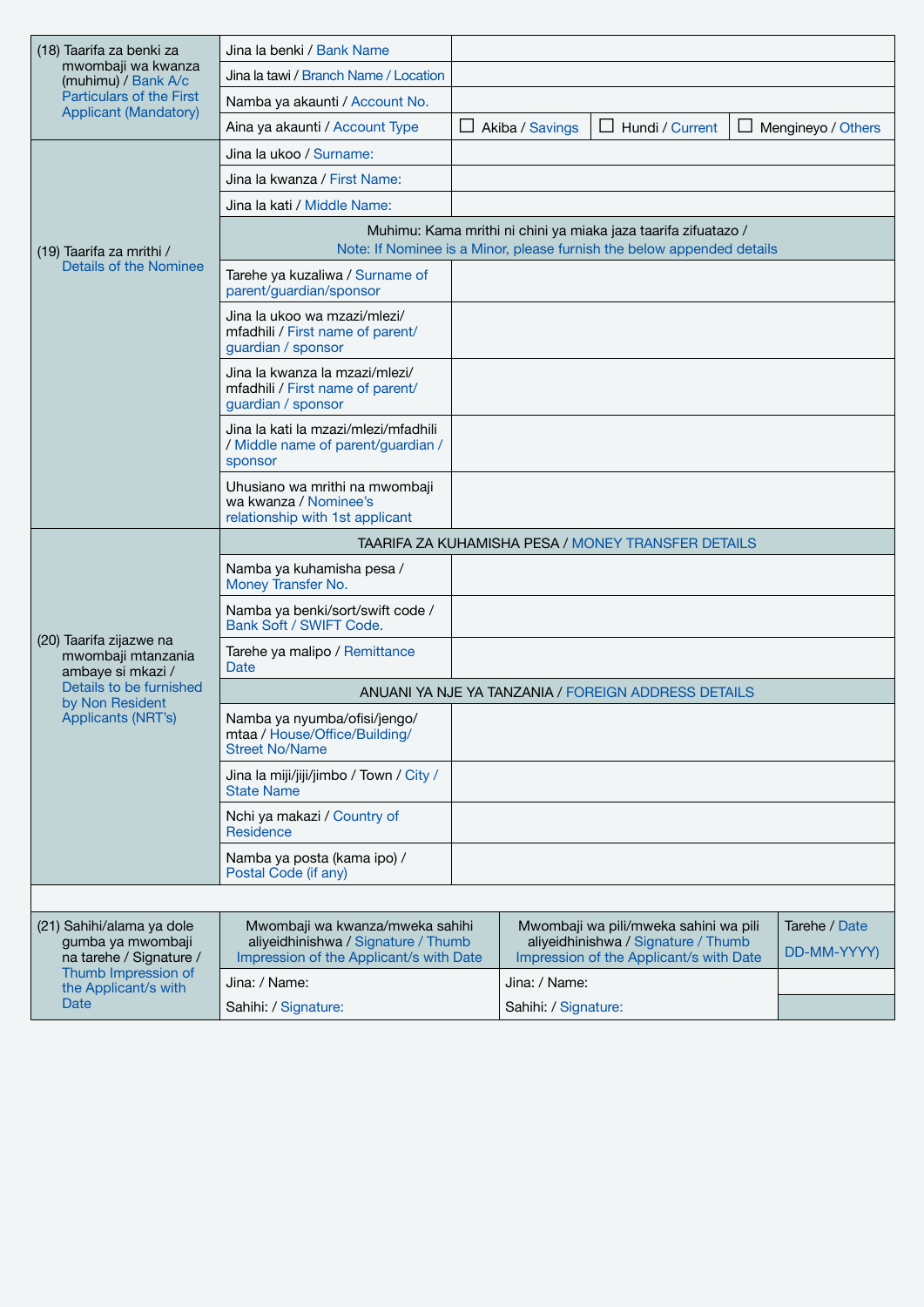| | | | | |
|---|---|---|---|---|
| (18) Taarifa za benki za mwombaji wa kwanza (muhimu) / Bank A/c Particulars of the First Applicant (Mandatory) | Jina la benki / Bank Name | | | |
| | Jina la tawi / Branch Name / Location | | | |
| | Namba ya akaunti / Account No. | | | |
| | Aina ya akaunti / Account Type | ☐ Akiba / Savings | ☐ Hundi / Current | ☐ Mengineyo / Others |
| (19) Taarifa za mrithi / Details of the Nominee | Jina la ukoo / Surname: | | | |
| | Jina la kwanza / First Name: | | | |
| | Jina la kati / Middle Name: | | | |
| | Muhimu: Kama mrithi ni chini ya miaka jaza taarifa zifuatazo / Note: If Nominee is a Minor, please furnish the below appended details | | | |
| | Tarehe ya kuzaliwa / Surname of parent/guardian/sponsor | | | |
| | Jina la ukoo wa mzazi/mlezi/mfadhili / First name of parent/guardian / sponsor | | | |
| | Jina la kwanza la mzazi/mlezi/mfadhili / First name of parent/guardian / sponsor | | | |
| | Jina la kati la mzazi/mlezi/mfadhili / Middle name of parent/guardian / sponsor | | | |
| | Uhusiano wa mrithi na mwombaji wa kwanza / Nominee's relationship with 1st applicant | | | |
| (20) Taarifa zijazwe na mwombaji mtanzania ambaye si mkazi / Details to be furnished by Non Resident Applicants (NRT's) | TAARIFA ZA KUHAMISHA PESA / MONEY TRANSFER DETAILS | | | |
| | Namba ya kuhamisha pesa / Money Transfer No. | | | |
| | Namba ya benki/sort/swift code / Bank Soft / SWIFT Code. | | | |
| | Tarehe ya malipo / Remittance Date | | | |
| | ANUANI YA NJE YA TANZANIA / FOREIGN ADDRESS DETAILS | | | |
| | Namba ya nyumba/ofisi/jengo/mtaa / House/Office/Building/Street No/Name | | | |
| | Jina la miji/jiji/jimbo / Town / City / State Name | | | |
| | Nchi ya makazi / Country of Residence | | | |
| | Namba ya posta (kama ipo) / Postal Code (if any) | | | |

| | | | |
|---|---|---|---|
| (21) Sahihi/alama ya dole gumba ya mwombaji na tarehe / Signature / Thumb Impression of the Applicant/s with Date | Mwombaji wa kwanza/mweka sahihi aliyeidhinishwa / Signature / Thumb Impression of the Applicant/s with Date | Mwombaji wa pili/mweka sahini wa pili aliyeidhinishwa / Signature / Thumb Impression of the Applicant/s with Date | Tarehe / Date DD-MM-YYYY) |
| | Jina: / Name:<br>Sahihi: / Signature: | Jina: / Name:<br>Sahihi: / Signature: | |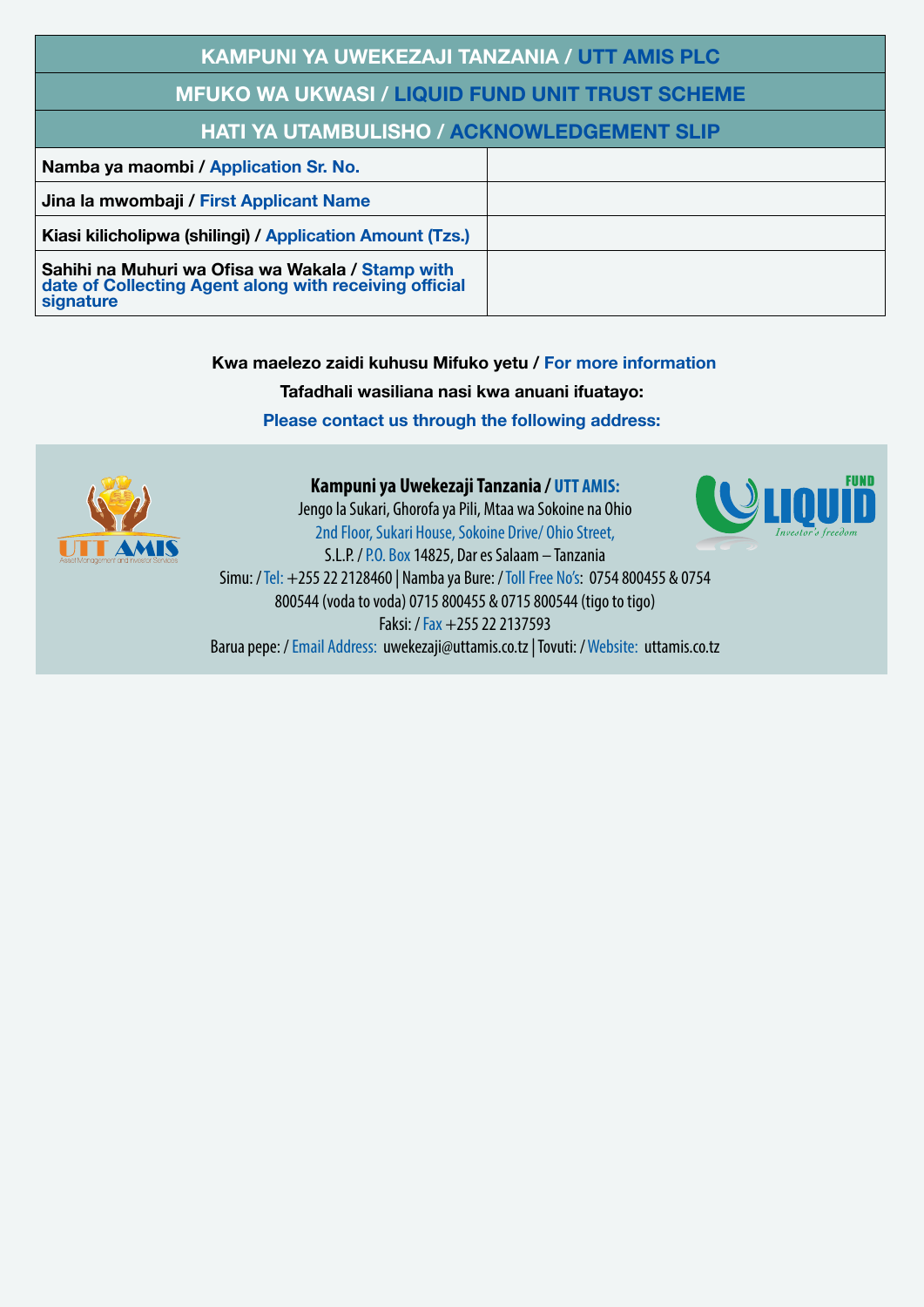# KAMPUNI YA UWEKEZAJI TANZANIA / UTT AMIS PLC

## MFUKO WA UKWASI / LIQUID FUND UNIT TRUST SCHEME

## HATI YA UTAMBULISHO / ACKNOWLEDGEMENT SLIP

| | |
|---|---|
| **Namba ya maombi / Application Sr. No.** | |
| **Jina la mwombaji / First Applicant Name** | |
| **Kiasi kilicholipwa (shilingi) / Application Amount (Tzs.)** | |
| **Sahihi na Muhuri wa Ofisa wa Wakala / Stamp with date of Collecting Agent along with receiving official signature** | |

**Kwa maelezo zaidi kuhusu Mifuko yetu / For more information**

**Tafadhali wasiliana nasi kwa anuani ifuatayo:**

**Please contact us through the following address:**

**Kampuni ya Uwekezaji Tanzania / UTT AMIS:**

Jengo la Sukari, Ghorofa ya Pili, Mtaa wa Sokoine na Ohio

2nd Floor, Sukari House, Sokoine Drive/ Ohio Street,

S.L.P. / P.O. Box 14825, Dar es Salaam – Tanzania

Simu: / Tel: +255 22 2128460 | Namba ya Bure: / Toll Free No's: 0754 800455 & 0754 800544 (voda to voda) 0715 800455 & 0715 800544 (tigo to tigo)

Faksi: / Fax +255 22 2137593

Barua pepe: / Email Address: uwekezaji@uttamis.co.tz | Tovuti: / Website: uttamis.co.tz